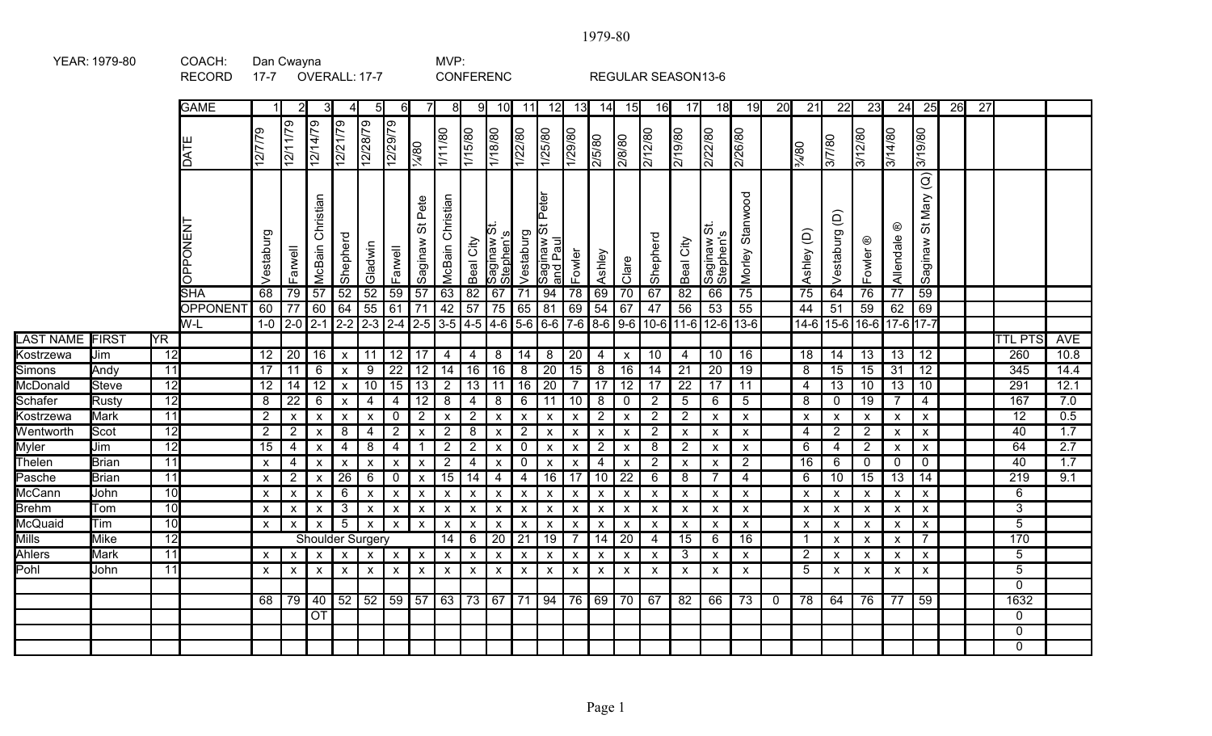YEAR: 1979-80 COACH: Dan Cwayna MVP:

RECORD 17-7 OVERALL: 17-7 CONFERENC REGULAR SEASON13-6

| LAST NAME | FIRST | YR | GAME | 1 | 2 | 3 | 4 | 5 | 6 | 7 | 8 | 9 | 10 | 11 | 12 | 13 | 14 | 15 | 16 | 17 | 18 | 19 | 20 | 21 | 22 | 23 | 24 | 25 | 26 | 27 | TTL PTS | AVE |
|---|---|---|---|---|---|---|---|---|---|---|---|---|---|---|---|---|---|---|---|---|---|---|---|---|---|---|---|---|---|---|---|---|
| | | | DATE | 12/7/79 | 12/11/79 | 12/14/79 | 12/21/79 | 12/28/79 | 12/29/79 | ¼/80 | 1/11/80 | 1/15/80 | 1/18/80 | 1/22/80 | 1/25/80 | 1/29/80 | 2/5/80 | 2/8/80 | 2/12/80 | 2/19/80 | 2/22/80 | 2/26/80 | | ¾/80 | 3/7/80 | 3/12/80 | 3/14/80 | 3/19/80 | | | | |
| | | | OPPONENT | Vestaburg | Farwell | McBain Christian | Shepherd | Gladwin | Farwell | Saginaw St Pete | McBain Christian | Beal City | Saginaw St. Stephen's | Vestaburg | Saginaw St Peter and Paul | Fowler | Ashley | Clare | Shepherd | Beal City | Saginaw St. Stephen's | Morley Stanwood | | Ashley (D) | Vestaburg (D) | Fowler ® | Allendale ® | Saginaw St Mary (Q) | | | | |
| | | | SHA | 68 | 79 | 57 | 52 | 52 | 59 | 57 | 63 | 82 | 67 | 71 | 94 | 78 | 69 | 70 | 67 | 82 | 66 | 75 | | 75 | 64 | 76 | 77 | 59 | | | | |
| | | | OPPONENT | 60 | 77 | 60 | 64 | 55 | 61 | 71 | 42 | 57 | 75 | 65 | 81 | 69 | 54 | 67 | 47 | 56 | 53 | 55 | | 44 | 51 | 59 | 62 | 69 | | | | |
| | | | W-L | 1-0 | 2-0 | 2-1 | 2-2 | 2-3 | 2-4 | 2-5 | 3-5 | 4-5 | 4-6 | 5-6 | 6-6 | 7-6 | 8-6 | 9-6 | 10-6 | 11-6 | 12-6 | 13-6 | | 14-6 | 15-6 | 16-6 | 17-6 | 17-7 | | | | |
| LAST NAME | FIRST | YR | | | | | | | | | | | | | | | | | | | | | | | | | | | | | TTL PTS | AVE |
| Kostrzewa | Jim | 12 | | 12 | 20 | 16 | x | 11 | 12 | 17 | 4 | 4 | 8 | 14 | 8 | 20 | 4 | x | 10 | 4 | 10 | 16 | | 18 | 14 | 13 | 13 | 12 | | | 260 | 10.8 |
| Simons | Andy | 11 | | 17 | 11 | 6 | x | 9 | 22 | 12 | 14 | 16 | 16 | 8 | 20 | 15 | 8 | 16 | 14 | 21 | 20 | 19 | | 8 | 15 | 15 | 31 | 12 | | | 345 | 14.4 |
| McDonald | Steve | 12 | | 12 | 14 | 12 | x | 10 | 15 | 13 | 2 | 13 | 11 | 16 | 20 | 7 | 17 | 12 | 17 | 22 | 17 | 11 | | 4 | 13 | 10 | 13 | 10 | | | 291 | 12.1 |
| Schafer | Rusty | 12 | | 8 | 22 | 6 | x | 4 | 4 | 12 | 8 | 4 | 8 | 6 | 11 | 10 | 8 | 0 | 2 | 5 | 6 | 5 | | 8 | 0 | 19 | 7 | 4 | | | 167 | 7.0 |
| Kostrzewa | Mark | 11 | | 2 | x | x | x | x | 0 | 2 | x | 2 | x | x | x | x | 2 | x | 2 | 2 | x | x | | x | x | x | x | x | | | 12 | 0.5 |
| Wentworth | Scot | 12 | | 2 | 2 | x | 8 | 4 | 2 | x | 2 | 8 | x | 2 | x | x | x | x | 2 | x | x | x | | 4 | 2 | 2 | x | x | | | 40 | 1.7 |
| Myler | Jim | 12 | | 15 | 4 | x | 4 | 8 | 4 | 1 | 2 | 2 | x | 0 | x | x | 2 | x | 8 | 2 | x | x | | 6 | 4 | 2 | x | x | | | 64 | 2.7 |
| Thelen | Brian | 11 | | x | 4 | x | x | x | x | x | 2 | 4 | x | 0 | x | x | 4 | x | 2 | x | x | 2 | | 16 | 6 | 0 | 0 | 0 | | | 40 | 1.7 |
| Pasche | Brian | 11 | | x | 2 | x | 26 | 6 | 0 | x | 15 | 14 | 4 | 4 | 16 | 17 | 10 | 22 | 6 | 8 | 7 | 4 | | 6 | 10 | 15 | 13 | 14 | | | 219 | 9.1 |
| McCann | John | 10 | | x | x | x | 6 | x | x | x | x | x | x | x | x | x | x | x | x | x | x | x | | x | x | x | x | x | | | 6 | |
| Brehm | Tom | 10 | | x | x | x | 3 | x | x | x | x | x | x | x | x | x | x | x | x | x | x | x | | x | x | x | x | x | | | 3 | |
| McQuaid | Tim | 10 | | x | x | x | 5 | x | x | x | x | x | x | x | x | x | x | x | x | x | x | x | | x | x | x | x | x | | | 5 | |
| Mills | Mike | 12 | | Shoulder Surgery | | | | | | | 14 | 6 | 20 | 21 | 19 | 7 | 14 | 20 | 4 | 15 | 6 | 16 | | 1 | x | x | x | 7 | | | 170 | |
| Ahlers | Mark | 11 | | x | x | x | x | x | x | x | x | x | x | x | x | x | x | x | x | 3 | x | x | | 2 | x | x | x | x | | | 5 | |
| Pohl | John | 11 | | x | x | x | x | x | x | x | x | x | x | x | x | x | x | x | x | x | x | x | | 5 | x | x | x | x | | | 5 | |
| | | | | | | | | | | | | | | | | | | | | | | | | | | | | | | | 0 | |
| | | | | 68 | 79 | 40 | 52 | 52 | 59 | 57 | 63 | 73 | 67 | 71 | 94 | 76 | 69 | 70 | 67 | 82 | 66 | 73 | 0 | 78 | 64 | 76 | 77 | 59 | | | 1632 | |
| | | | | | | OT | | | | | | | | | | | | | | | | | | | | | | | | | 0 | |
| | | | | | | | | | | | | | | | | | | | | | | | | | | | | | | | 0 | |
| | | | | | | | | | | | | | | | | | | | | | | | | | | | | | | | 0 | |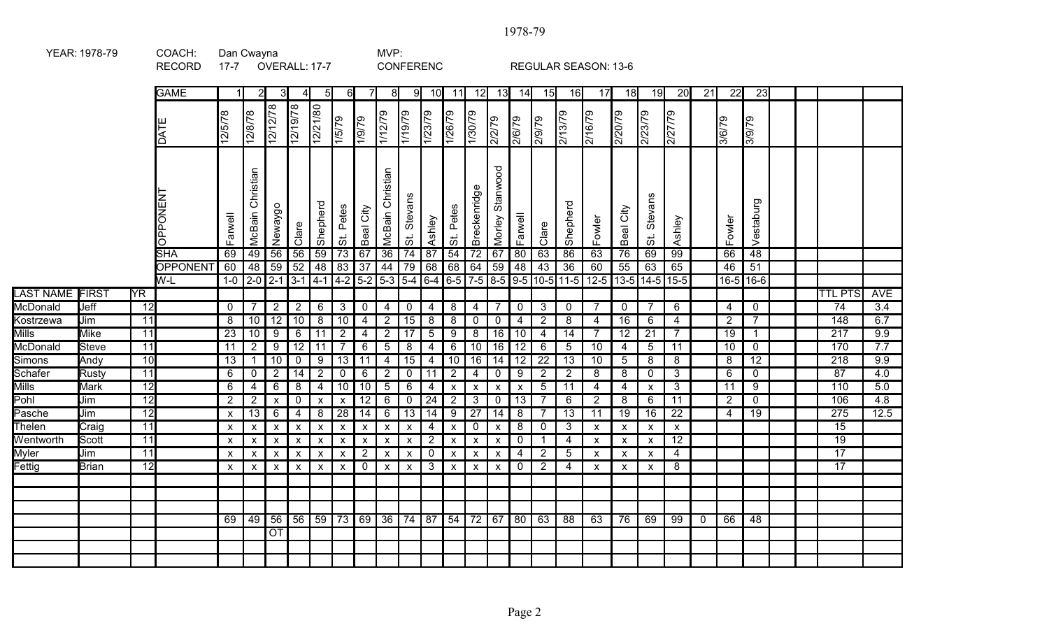# 1978-79

YEAR: 1978-79 | COACH: Dan Cwayna | MVP:

RECORD 17-7 OVERALL: 17-7 | CONFERENC | REGULAR SEASON: 13-6

| LAST NAME | FIRST | YR | GAME | 1 | 2 | 3 | 4 | 5 | 6 | 7 | 8 | 9 | 10 | 11 | 12 | 13 | 14 | 15 | 16 | 17 | 18 | 19 | 20 | 21 | 22 | 23 | | | TTL PTS | AVE |
|---|---|---|---|---|---|---|---|---|---|---|---|---|---|---|---|---|---|---|---|---|---|---|---|---|---|---|---|---|---|---|
| | | | DATE | 12/5/78 | 12/8/78 | 12/12/78 | 12/19/78 | 12/21/80 | 1/5/79 | 1/9/79 | 1/12/79 | 1/19/79 | 1/23/79 | 1/26/79 | 1/30/79 | 2/2/79 | 2/6/79 | 2/9/79 | 2/13/79 | 2/16/79 | 2/20/79 | 2/23/79 | 2/27/79 | | 3/6/79 | 3/9/79 | | | | |
| | | | OPPONENT | Farwell | McBain Christian | Newaygo | Clare | Shepherd | St. Petes | Beal City | McBain Christian | St. Stevans | Ashley | St. Petes | Breckenridge | Morley Stanwood | Farwell | Clare | Shepherd | Fowler | Beal City | St. Stevans | Ashley | | Fowler | Vestaburg | | | | |
| | | | SHA | 69 | 49 | 56 | 56 | 59 | 73 | 67 | 36 | 74 | 87 | 54 | 72 | 67 | 80 | 63 | 86 | 63 | 76 | 69 | 99 | | 66 | 48 | | | | |
| | | | OPPONENT | 60 | 48 | 59 | 52 | 48 | 83 | 37 | 44 | 79 | 68 | 68 | 64 | 59 | 48 | 43 | 36 | 60 | 55 | 63 | 65 | | 46 | 51 | | | | |
| | | | W-L | 1-0 | 2-0 | 2-1 | 3-1 | 4-1 | 4-2 | 5-2 | 5-3 | 5-4 | 6-4 | 6-5 | 7-5 | 8-5 | 9-5 | 10-5 | 11-5 | 12-5 | 13-5 | 14-5 | 15-5 | | 16-5 | 16-6 | | | | |
| McDonald | Jeff | 12 | | 0 | 7 | 2 | 2 | 6 | 3 | 0 | 4 | 0 | 4 | 8 | 4 | 7 | 0 | 3 | 0 | 7 | 0 | 7 | 6 | | 4 | 0 | | | 74 | 3.4 |
| Kostrzewa | Jim | 11 | | 8 | 10 | 12 | 10 | 8 | 10 | 4 | 2 | 15 | 8 | 8 | 0 | 0 | 4 | 2 | 8 | 4 | 16 | 6 | 4 | | 2 | 7 | | | 148 | 6.7 |
| Mills | Mike | 11 | | 23 | 10 | 9 | 6 | 11 | 2 | 4 | 2 | 17 | 5 | 9 | 8 | 16 | 10 | 4 | 14 | 7 | 12 | 21 | 7 | | 19 | 1 | | | 217 | 9.9 |
| McDonald | Steve | 11 | | 11 | 2 | 9 | 12 | 11 | 7 | 6 | 5 | 8 | 4 | 6 | 10 | 16 | 12 | 6 | 5 | 10 | 4 | 5 | 11 | | 10 | 0 | | | 170 | 7.7 |
| Simons | Andy | 10 | | 13 | 1 | 10 | 0 | 9 | 13 | 11 | 4 | 15 | 4 | 10 | 16 | 14 | 12 | 22 | 13 | 10 | 5 | 8 | 8 | | 8 | 12 | | | 218 | 9.9 |
| Schafer | Rusty | 11 | | 6 | 0 | 2 | 14 | 2 | 0 | 6 | 2 | 0 | 11 | 2 | 4 | 0 | 9 | 2 | 2 | 8 | 8 | 0 | 3 | | 6 | 0 | | | 87 | 4.0 |
| Mills | Mark | 12 | | 6 | 4 | 6 | 8 | 4 | 10 | 10 | 5 | 6 | 4 | x | x | x | x | 5 | 11 | 4 | 4 | x | 3 | | 11 | 9 | | | 110 | 5.0 |
| Pohl | Jim | 12 | | 2 | 2 | x | 0 | x | x | 12 | 6 | 0 | 24 | 2 | 3 | 0 | 13 | 7 | 6 | 2 | 8 | 6 | 11 | | 2 | 0 | | | 106 | 4.8 |
| Pasche | Jim | 12 | | x | 13 | 6 | 4 | 8 | 28 | 14 | 6 | 13 | 14 | 9 | 27 | 14 | 8 | 7 | 13 | 11 | 19 | 16 | 22 | | 4 | 19 | | | 275 | 12.5 |
| Thelen | Craig | 11 | | x | x | x | x | x | x | x | x | x | 4 | x | 0 | x | 8 | 0 | 3 | x | x | x | x | | | | | | 15 | |
| Wentworth | Scott | 11 | | x | x | x | x | x | x | x | x | x | 2 | x | x | x | 0 | 1 | 4 | x | x | x | 12 | | | | | | 19 | |
| Myler | Jim | 11 | | x | x | x | x | x | x | 2 | x | x | 0 | x | x | x | 4 | 2 | 5 | x | x | x | 4 | | | | | | 17 | |
| Fettig | Brian | 12 | | x | x | x | x | x | x | 0 | x | x | 3 | x | x | x | 0 | 2 | 4 | x | x | x | 8 | | | | | | 17 | |
| | | | | | | | | | | | | | | | | | | | | | | | | | | | | | | |
| | | | | | | | | | | | | | | | | | | | | | | | | | | | | | | |
| | | | | | | | | | | | | | | | | | | | | | | | | | | | | | | |
| | | | | 69 | 49 | 56 | 56 | 59 | 73 | 69 | 36 | 74 | 87 | 54 | 72 | 67 | 80 | 63 | 88 | 63 | 76 | 69 | 99 | 0 | 66 | 48 | | | | |
| | | | | | | OT | | | | | | | | | | | | | | | | | | | | | | | | |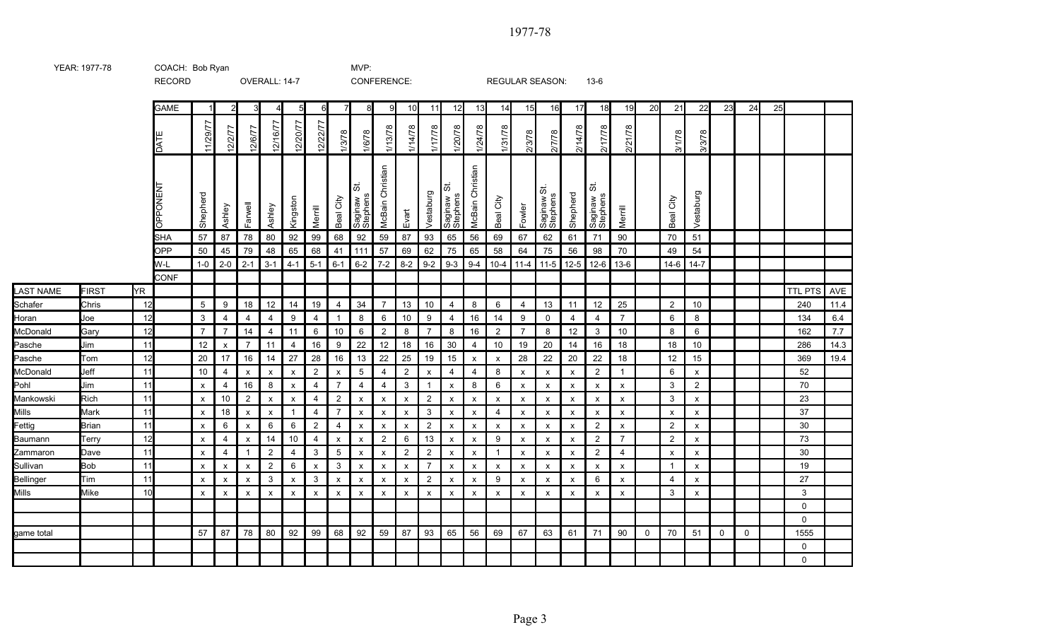# 1977-78

YEAR: 1977-78 | COACH: Bob Ryan | MVP:

RECORD | OVERALL: 14-7 | CONFERENCE: | REGULAR SEASON: 13-6

| LAST NAME | FIRST | YR | GAME | 1 | 2 | 3 | 4 | 5 | 6 | 7 | 8 | 9 | 10 | 11 | 12 | 13 | 14 | 15 | 16 | 17 | 18 | 19 | 20 | 21 | 22 | 23 | 24 | 25 | | |
|---|---|---|---|---|---|---|---|---|---|---|---|---|---|---|---|---|---|---|---|---|---|---|---|---|---|---|---|---|---|---|
| | | | DATE | 11/29/77 | 12/2/77 | 12/6/77 | 12/16/77 | 12/20/77 | 12/22/77 | 1/3/78 | 1/6/78 | 1/13/78 | 1/14/78 | 1/17/78 | 1/20/78 | 1/24/78 | 1/31/78 | 2/3/78 | 2/7/78 | 2/14/78 | 2/17/78 | 2/21/78 | | 3/1/78 | 3/3/78 | | | | | |
| | | | OPPONENT | Shepherd | Ashley | Farwell | Ashley | Kingston | Merrill | Beal City | Saginaw St. Stephens | McBain Christian | Evart | Vestaburg | Saginaw St. Stephens | McBain Christian | Beal City | Fowler | Saginaw St. Stephens | Shepherd | Saginaw St. Stephens | Merrill | | Beal City | Vestaburg | | | | | |
| | | | SHA | 57 | 87 | 78 | 80 | 92 | 99 | 68 | 92 | 59 | 87 | 93 | 65 | 56 | 69 | 67 | 62 | 61 | 71 | 90 | | 70 | 51 | | | | | |
| | | | OPP | 50 | 45 | 79 | 48 | 65 | 68 | 41 | 111 | 57 | 69 | 62 | 75 | 65 | 58 | 64 | 75 | 56 | 98 | 70 | | 49 | 54 | | | | | |
| | | | W-L | 1-0 | 2-0 | 2-1 | 3-1 | 4-1 | 5-1 | 6-1 | 6-2 | 7-2 | 8-2 | 9-2 | 9-3 | 9-4 | 10-4 | 11-4 | 11-5 | 12-5 | 12-6 | 13-6 | | 14-6 | 14-7 | | | | | |
| | | | CONF | | | | | | | | | | | | | | | | | | | | | | | | | | | |
| LAST NAME | FIRST | YR | | | | | | | | | | | | | | | | | | | | | | | | | | | TTL PTS | AVE |
| Schafer | Chris | 12 | | 5 | 9 | 18 | 12 | 14 | 19 | 4 | 34 | 7 | 13 | 10 | 4 | 8 | 6 | 4 | 13 | 11 | 12 | 25 | | 2 | 10 | | | | 240 | 11.4 |
| Horan | Joe | 12 | | 3 | 4 | 4 | 4 | 9 | 4 | 1 | 8 | 6 | 10 | 9 | 4 | 16 | 14 | 9 | 0 | 4 | 4 | 7 | | 6 | 8 | | | | 134 | 6.4 |
| McDonald | Gary | 12 | | 7 | 7 | 14 | 4 | 11 | 6 | 10 | 6 | 2 | 8 | 7 | 8 | 16 | 2 | 7 | 8 | 12 | 3 | 10 | | 8 | 6 | | | | 162 | 7.7 |
| Pasche | Jim | 11 | | 12 | x | 7 | 11 | 4 | 16 | 9 | 22 | 12 | 18 | 16 | 30 | 4 | 10 | 19 | 20 | 14 | 16 | 18 | | 18 | 10 | | | | 286 | 14.3 |
| Pasche | Tom | 12 | | 20 | 17 | 16 | 14 | 27 | 28 | 16 | 13 | 22 | 25 | 19 | 15 | x | x | 28 | 22 | 20 | 22 | 18 | | 12 | 15 | | | | 369 | 19.4 |
| McDonald | Jeff | 11 | | 10 | 4 | x | x | x | 2 | x | 5 | 4 | 2 | x | 4 | 4 | 8 | x | x | x | 2 | 1 | | 6 | x | | | | 52 | |
| Pohl | Jim | 11 | | x | 4 | 16 | 8 | x | 4 | 7 | 4 | 4 | 3 | 1 | x | 8 | 6 | x | x | x | x | x | | 3 | 2 | | | | 70 | |
| Mankowski | Rich | 11 | | x | 10 | 2 | x | x | 4 | 2 | x | x | x | 2 | x | x | x | x | x | x | x | x | | 3 | x | | | | 23 | |
| Mills | Mark | 11 | | x | 18 | x | x | 1 | 4 | 7 | x | x | x | 3 | x | x | 4 | x | x | x | x | x | | x | x | | | | 37 | |
| Fettig | Brian | 11 | | x | 6 | x | 6 | 6 | 2 | 4 | x | x | x | 2 | x | x | x | x | x | x | 2 | x | | 2 | x | | | | 30 | |
| Baumann | Terry | 12 | | x | 4 | x | 14 | 10 | 4 | x | x | 2 | 6 | 13 | x | x | 9 | x | x | x | 2 | 7 | | 2 | x | | | | 73 | |
| Zammaron | Dave | 11 | | x | 4 | 1 | 2 | 4 | 3 | 5 | x | x | 2 | 2 | x | x | 1 | x | x | x | 2 | 4 | | x | x | | | | 30 | |
| Sullivan | Bob | 11 | | x | x | x | 2 | 6 | x | 3 | x | x | x | 7 | x | x | x | x | x | x | x | x | | 1 | x | | | | 19 | |
| Bellinger | Tim | 11 | | x | x | x | 3 | x | 3 | x | x | x | x | 2 | x | x | 9 | x | x | x | 6 | x | | 4 | x | | | | 27 | |
| Mills | Mike | 10 | | x | x | x | x | x | x | x | x | x | x | x | x | x | x | x | x | x | x | x | | 3 | x | | | | 3 | |
| | | | | | | | | | | | | | | | | | | | | | | | | | | | | | 0 | |
| | | | | | | | | | | | | | | | | | | | | | | | | | | | | | 0 | |
| game total | | | | 57 | 87 | 78 | 80 | 92 | 99 | 68 | 92 | 59 | 87 | 93 | 65 | 56 | 69 | 67 | 63 | 61 | 71 | 90 | 0 | 70 | 51 | 0 | 0 | | 1555 | |
| | | | | | | | | | | | | | | | | | | | | | | | | | | | | | 0 | |
| | | | | | | | | | | | | | | | | | | | | | | | | | | | | | 0 | |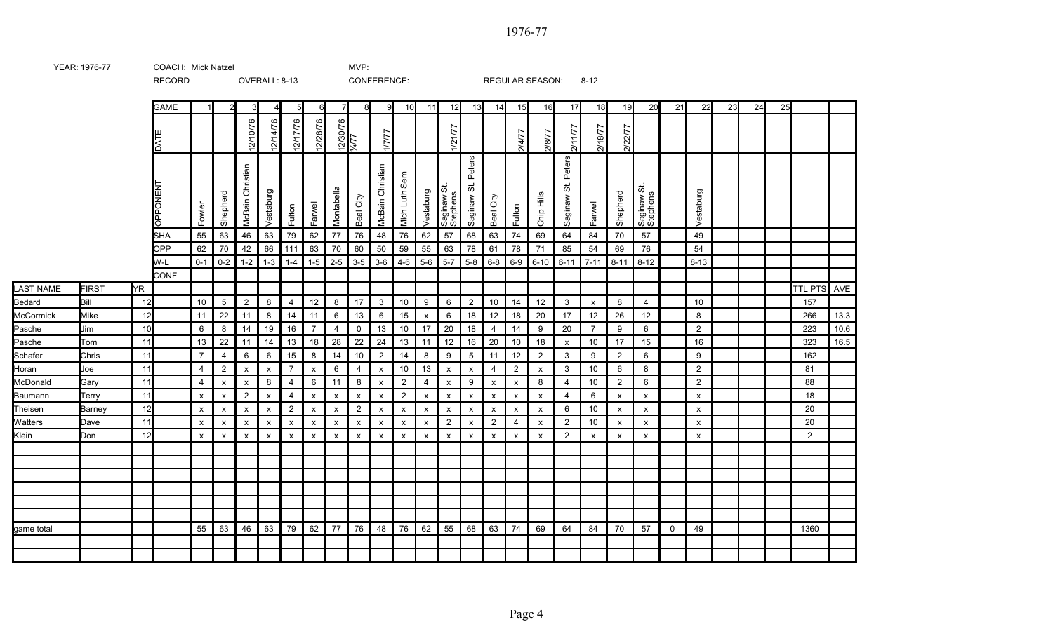# 1976-77

YEAR: 1976-77 | COACH: Mick Natzel | MVP:

RECORD | OVERALL: 8-13 | CONFERENCE: | REGULAR SEASON: 8-12

| GAME | | | 1 | 2 | 3 | 4 | 5 | 6 | 7 | 8 | 9 | 10 | 11 | 12 | 13 | 14 | 15 | 16 | 17 | 18 | 19 | 20 | 21 | 22 | 23 | 24 | 25 | | |
|---|---|---|---|---|---|---|---|---|---|---|---|---|---|---|---|---|---|---|---|---|---|---|---|---|---|---|---|---|---|
| DATE | | | | | 12/10/76 | 12/14/76 | 12/17/76 | 12/28/76 | 12/30/76 | 1/4/77 | 1/7/77 | | | 1/21/77 | | | 2/4/77 | 2/8/77 | 2/11/77 | 2/18/77 | 2/22/77 | | | | | | | | |
| OPPONENT | | | Fowler | Shepherd | McBain Christian | Vestaburg | Fulton | Farwell | Montabella | Beal City | McBain Christian | Mich Luth Sem | Vestaburg | Saginaw St. Stephens | Saginaw St. Peters | Beal City | Fulton | Chip Hills | Saginaw St. Peters | Farwell | Shepherd | Saginaw St. Stephens | | Vestaburg | | | | | |
| SHA | | | 55 | 63 | 46 | 63 | 79 | 62 | 77 | 76 | 48 | 76 | 62 | 57 | 68 | 63 | 74 | 69 | 64 | 84 | 70 | 57 | | 49 | | | | | |
| OPP | | | 62 | 70 | 42 | 66 | 111 | 63 | 70 | 60 | 50 | 59 | 55 | 63 | 78 | 61 | 78 | 71 | 85 | 54 | 69 | 76 | | 54 | | | | | |
| W-L | | | 0-1 | 0-2 | 1-2 | 1-3 | 1-4 | 1-5 | 2-5 | 3-5 | 3-6 | 4-6 | 5-6 | 5-7 | 5-8 | 6-8 | 6-9 | 6-10 | 6-11 | 7-11 | 8-11 | 8-12 | | 8-13 | | | | | |
| CONF | | | | | | | | | | | | | | | | | | | | | | | | | | | | | |
| LAST NAME | FIRST | YR | | | | | | | | | | | | | | | | | | | | | | | | | | TTL PTS | AVE |
| Bedard | Bill | 12 | 10 | 5 | 2 | 8 | 4 | 12 | 8 | 17 | 3 | 10 | 9 | 6 | 2 | 10 | 14 | 12 | 3 | x | 8 | 4 | | 10 | | | | 157 | |
| McCormick | Mike | 12 | 11 | 22 | 11 | 8 | 14 | 11 | 6 | 13 | 6 | 15 | x | 6 | 18 | 12 | 18 | 20 | 17 | 12 | 26 | 12 | | 8 | | | | 266 | 13.3 |
| Pasche | Jim | 10 | 6 | 8 | 14 | 19 | 16 | 7 | 4 | 0 | 13 | 10 | 17 | 20 | 18 | 4 | 14 | 9 | 20 | 7 | 9 | 6 | | 2 | | | | 223 | 10.6 |
| Pasche | Tom | 11 | 13 | 22 | 11 | 14 | 13 | 18 | 28 | 22 | 24 | 13 | 11 | 12 | 16 | 20 | 10 | 18 | x | 10 | 17 | 15 | | 16 | | | | 323 | 16.5 |
| Schafer | Chris | 11 | 7 | 4 | 6 | 6 | 15 | 8 | 14 | 10 | 2 | 14 | 8 | 9 | 5 | 11 | 12 | 2 | 3 | 9 | 2 | 6 | | 9 | | | | 162 | |
| Horan | Joe | 11 | 4 | 2 | x | x | 7 | x | 6 | 4 | x | 10 | 13 | x | x | 4 | 2 | x | 3 | 10 | 6 | 8 | | 2 | | | | 81 | |
| McDonald | Gary | 11 | 4 | x | x | 8 | 4 | 6 | 11 | 8 | x | 2 | 4 | x | 9 | x | x | 8 | 4 | 10 | 2 | 6 | | 2 | | | | 88 | |
| Baumann | Terry | 11 | x | x | 2 | x | 4 | x | x | x | x | 2 | x | x | x | x | x | x | 4 | 6 | x | x | | x | | | | 18 | |
| Theisen | Barney | 12 | x | x | x | x | 2 | x | x | 2 | x | x | x | x | x | x | x | x | 6 | 10 | x | x | | x | | | | 20 | |
| Watters | Dave | 11 | x | x | x | x | x | x | x | x | x | x | x | 2 | x | 2 | 4 | x | 2 | 10 | x | x | | x | | | | 20 | |
| Klein | Don | 12 | x | x | x | x | x | x | x | x | x | x | x | x | x | x | x | x | 2 | x | x | x | | x | | | | 2 | |
| game total | | | 55 | 63 | 46 | 63 | 79 | 62 | 77 | 76 | 48 | 76 | 62 | 55 | 68 | 63 | 74 | 69 | 64 | 84 | 70 | 57 | 0 | 49 | | | | 1360 | |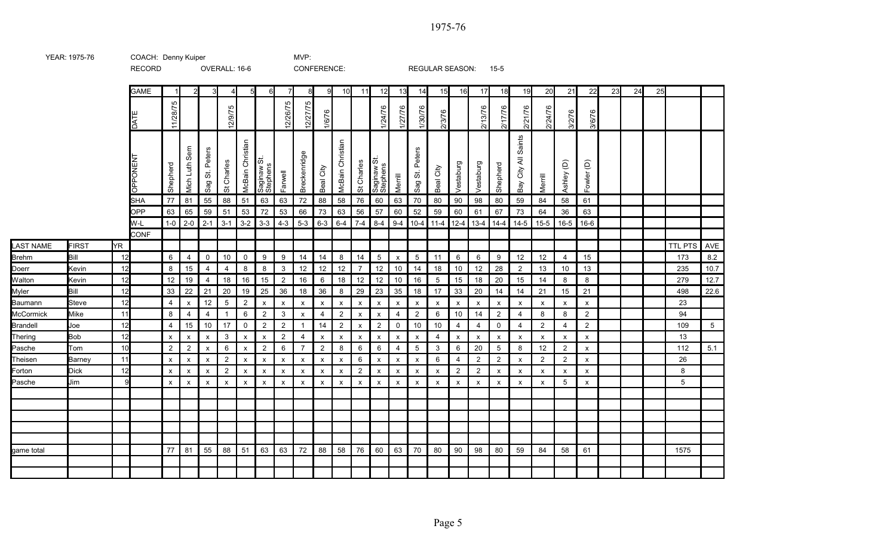1975-76

YEAR: 1975-76 | COACH: Denny Kuiper | MVP:

RECORD | OVERALL: 16-6 | CONFERENCE: | REGULAR SEASON: 15-5

| LAST NAME | FIRST | YR | GAME | 1 | 2 | 3 | 4 | 5 | 6 | 7 | 8 | 9 | 10 | 11 | 12 | 13 | 14 | 15 | 16 | 17 | 18 | 19 | 20 | 21 | 22 | 23 | 24 | 25 | | |
|---|---|---|---|---|---|---|---|---|---|---|---|---|---|---|---|---|---|---|---|---|---|---|---|---|---|---|---|---|---|---|
| | | | DATE | 11/28/75 | | | 12/9/75 | | | 12/26/75 | 12/27/75 | 1/6/76 | | | 1/24/76 | 1/27/76 | 1/30/76 | 2/3/76 | | 2/13/76 | 2/17/76 | 2/21/76 | 2/24/76 | 3/2/76 | 3/6/76 | | | | | |
| | | | OPPONENT | Shepherd | Mich Luth Sem | Sag St. Peters | St Charles | McBain Christian | Saginaw St. Stephens | Farwell | Breckenridge | Beal City | McBain Christian | St Charles | Saginaw St. Stephens | Merrill | Sag St. Peters | Beal City | Vestaburg | Vestaburg | Shepherd | Bay City All Saints | Merrill | Ashley (D) | Fowler (D) | | | | | |
| | | | SHA | 77 | 81 | 55 | 88 | 51 | 63 | 63 | 72 | 88 | 58 | 76 | 60 | 63 | 70 | 80 | 90 | 98 | 80 | 59 | 84 | 58 | 61 | | | | | |
| | | | OPP | 63 | 65 | 59 | 51 | 53 | 72 | 53 | 66 | 73 | 63 | 56 | 57 | 60 | 52 | 59 | 60 | 61 | 67 | 73 | 64 | 36 | 63 | | | | | |
| | | | W-L | 1-0 | 2-0 | 2-1 | 3-1 | 3-2 | 3-3 | 4-3 | 5-3 | 6-3 | 6-4 | 7-4 | 8-4 | 9-4 | 10-4 | 11-4 | 12-4 | 13-4 | 14-4 | 14-5 | 15-5 | 16-5 | 16-6 | | | | | |
| | | | CONF | | | | | | | | | | | | | | | | | | | | | | | | | | | |
| LAST NAME | FIRST | YR | | | | | | | | | | | | | | | | | | | | | | | | | | | TTL PTS | AVE |
| Brehm | Bill | 12 | | 6 | 4 | 0 | 10 | 0 | 9 | 9 | 14 | 14 | 8 | 14 | 5 | x | 5 | 11 | 6 | 6 | 9 | 12 | 12 | 4 | 15 | | | | 173 | 8.2 |
| Doerr | Kevin | 12 | | 8 | 15 | 4 | 4 | 8 | 8 | 3 | 12 | 12 | 12 | 7 | 12 | 10 | 14 | 18 | 10 | 12 | 28 | 2 | 13 | 10 | 13 | | | | 235 | 10.7 |
| Walton | Kevin | 12 | | 12 | 19 | 4 | 18 | 16 | 15 | 2 | 16 | 6 | 18 | 12 | 12 | 10 | 16 | 5 | 15 | 18 | 20 | 15 | 14 | 8 | 8 | | | | 279 | 12.7 |
| Myler | Bill | 12 | | 33 | 22 | 21 | 20 | 19 | 25 | 36 | 18 | 36 | 8 | 29 | 23 | 35 | 18 | 17 | 33 | 20 | 14 | 14 | 21 | 15 | 21 | | | | 498 | 22.6 |
| Baumann | Steve | 12 | | 4 | x | 12 | 5 | 2 | x | x | x | x | x | x | x | x | x | x | x | x | x | x | x | x | x | | | | 23 | |
| McCormick | Mike | 11 | | 8 | 4 | 4 | 1 | 6 | 2 | 3 | x | 4 | 2 | x | x | 4 | 2 | 6 | 10 | 14 | 2 | 4 | 8 | 8 | 2 | | | | 94 | |
| Brandell | Joe | 12 | | 4 | 15 | 10 | 17 | 0 | 2 | 2 | 1 | 14 | 2 | x | 2 | 0 | 10 | 10 | 4 | 4 | 0 | 4 | 2 | 4 | 2 | | | | 109 | 5 |
| Thering | Bob | 12 | | x | x | x | 3 | x | x | 2 | 4 | x | x | x | x | x | x | 4 | x | x | x | x | x | x | x | | | | 13 | |
| Pasche | Tom | 10 | | 2 | 2 | x | 6 | x | 2 | 6 | 7 | 2 | 8 | 6 | 6 | 4 | 5 | 3 | 6 | 20 | 5 | 8 | 12 | 2 | x | | | | 112 | 5.1 |
| Theisen | Barney | 11 | | x | x | x | 2 | x | x | x | x | x | x | 6 | x | x | x | 6 | 4 | 2 | 2 | x | 2 | 2 | x | | | | 26 | |
| Forton | Dick | 12 | | x | x | x | 2 | x | x | x | x | x | x | 2 | x | x | x | x | 2 | 2 | x | x | x | x | x | | | | 8 | |
| Pasche | Jim | 9 | | x | x | x | x | x | x | x | x | x | x | x | x | x | x | x | x | x | x | x | x | 5 | x | | | | 5 | |
| game total | | | | 77 | 81 | 55 | 88 | 51 | 63 | 63 | 72 | 88 | 58 | 76 | 60 | 63 | 70 | 80 | 90 | 98 | 80 | 59 | 84 | 58 | 61 | | | | 1575 | |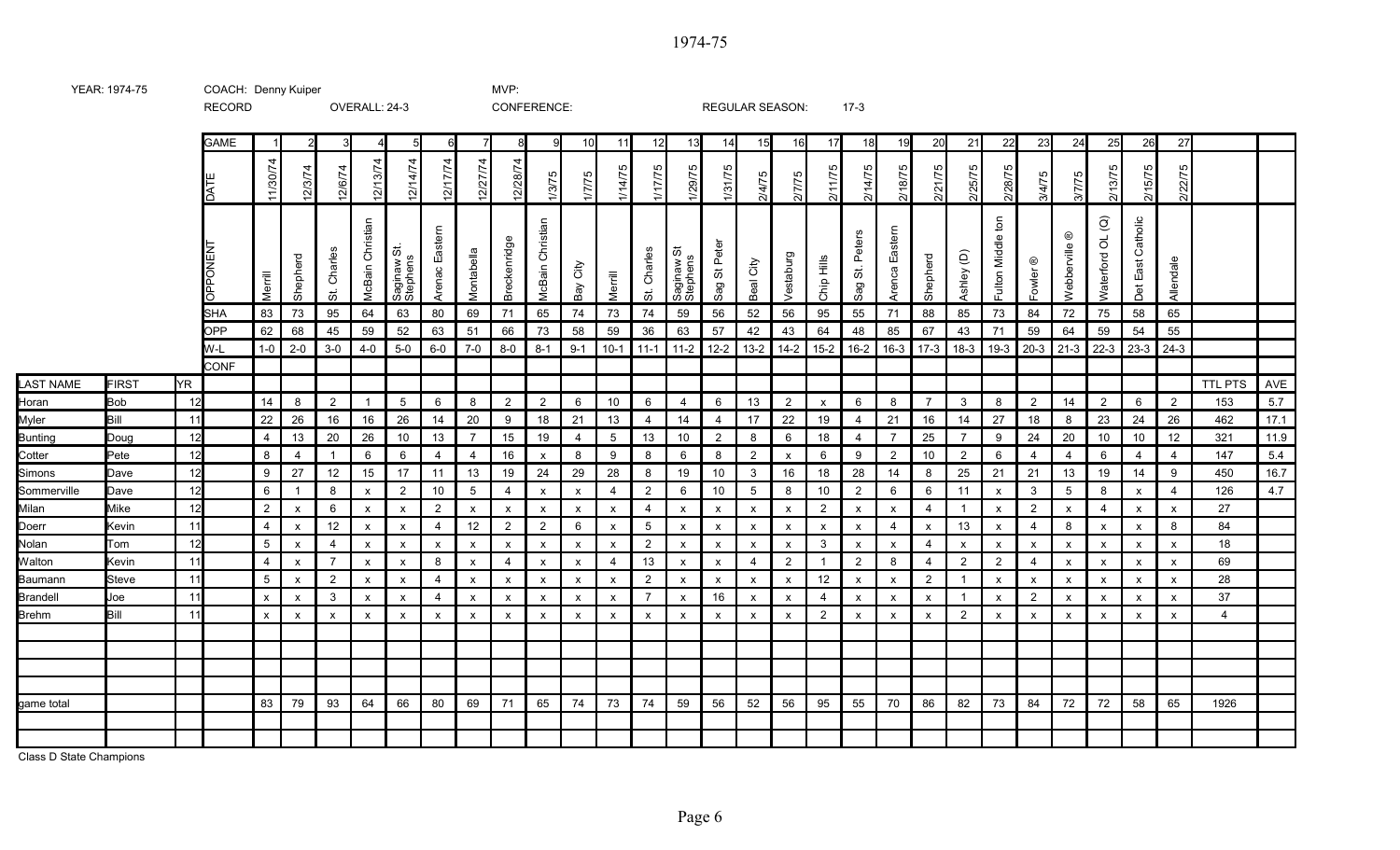# 1974-75

YEAR: 1974-75

COACH: Denny Kuiper

RECORD OVERALL: 24-3

MVP:

CONFERENCE:

REGULAR SEASON: 17-3

| GAME | 1 | 2 | 3 | 4 | 5 | 6 | 7 | 8 | 9 | 10 | 11 | 12 | 13 | 14 | 15 | 16 | 17 | 18 | 19 | 20 | 21 | 22 | 23 | 24 | 25 | 26 | 27 |
|---|---|---|---|---|---|---|---|---|---|---|---|---|---|---|---|---|---|---|---|---|---|---|---|---|---|---|---|
| DATE | 11/30/74 | 12/3/74 | 12/6/74 | 12/13/74 | 12/14/74 | 12/17/74 | 12/27/74 | 12/28/74 | 1/3/75 | 1/7/75 | 1/14/75 | 1/17/75 | 1/29/75 | 1/31/75 | 2/4/75 | 2/7/75 | 2/11/75 | 2/14/75 | 2/18/75 | 2/21/75 | 2/25/75 | 2/28/75 | 3/4/75 | 3/7/75 | 2/13/75 | 2/15/75 | 2/22/75 |
| OPPONENT | Merrill | Shepherd | St. Charles | McBain Christian | Saginaw St. Stephens | Arenac Eastern | Montabella | Breckenridge | McBain Christian | Bay City | Merrill | St. Charles | Saginaw St Stephens | Sag St Peter | Beal City | Vestaburg | Chip Hills | Sag St. Peters | Arenca Eastern | Shepherd | Ashley (D) | Fulton Middle ton | Fowler ® | Webberville ® | Waterford OL (Q) | Det East Catholic | Allendale |
| SHA | 83 | 73 | 95 | 64 | 63 | 80 | 69 | 71 | 65 | 74 | 73 | 74 | 59 | 56 | 52 | 56 | 95 | 55 | 71 | 88 | 85 | 73 | 84 | 72 | 75 | 58 | 65 |
| OPP | 62 | 68 | 45 | 59 | 52 | 63 | 51 | 66 | 73 | 58 | 59 | 36 | 63 | 57 | 42 | 43 | 64 | 48 | 85 | 67 | 43 | 71 | 59 | 64 | 59 | 54 | 55 |
| W-L | 1-0 | 2-0 | 3-0 | 4-0 | 5-0 | 6-0 | 7-0 | 8-0 | 8-1 | 9-1 | 10-1 | 11-1 | 11-2 | 12-2 | 13-2 | 14-2 | 15-2 | 16-2 | 16-3 | 17-3 | 18-3 | 19-3 | 20-3 | 21-3 | 22-3 | 23-3 | 24-3 |
| CONF | | | | | | | | | | | | | | | | | | | | | | | | | | | |

| LAST NAME | FIRST | YR | 1 | 2 | 3 | 4 | 5 | 6 | 7 | 8 | 9 | 10 | 11 | 12 | 13 | 14 | 15 | 16 | 17 | 18 | 19 | 20 | 21 | 22 | 23 | 24 | 25 | 26 | 27 | TTL PTS | AVE |
|---|---|---|---|---|---|---|---|---|---|---|---|---|---|---|---|---|---|---|---|---|---|---|---|---|---|---|---|---|---|---|---|
| Horan | Bob | 12 | 14 | 8 | 2 | 1 | 5 | 6 | 8 | 2 | 2 | 6 | 10 | 6 | 4 | 6 | 13 | 2 | x | 6 | 8 | 7 | 3 | 8 | 2 | 14 | 2 | 6 | 2 | 153 | 5.7 |
| Myler | Bill | 11 | 22 | 26 | 16 | 16 | 26 | 14 | 20 | 9 | 18 | 21 | 13 | 4 | 14 | 4 | 17 | 22 | 19 | 4 | 21 | 16 | 14 | 27 | 18 | 8 | 23 | 24 | 26 | 462 | 17.1 |
| Bunting | Doug | 12 | 4 | 13 | 20 | 26 | 10 | 13 | 7 | 15 | 19 | 4 | 5 | 13 | 10 | 2 | 8 | 6 | 18 | 4 | 7 | 25 | 7 | 9 | 24 | 20 | 10 | 10 | 12 | 321 | 11.9 |
| Cotter | Pete | 12 | 8 | 4 | 1 | 6 | 6 | 4 | 4 | 16 | x | 8 | 9 | 8 | 6 | 8 | 2 | x | 6 | 9 | 2 | 10 | 2 | 6 | 4 | 4 | 6 | 4 | 4 | 147 | 5.4 |
| Simons | Dave | 12 | 9 | 27 | 12 | 15 | 17 | 11 | 13 | 19 | 24 | 29 | 28 | 8 | 19 | 10 | 3 | 16 | 18 | 28 | 14 | 8 | 25 | 21 | 21 | 13 | 19 | 14 | 9 | 450 | 16.7 |
| Sommerville | Dave | 12 | 6 | 1 | 8 | x | 2 | 10 | 5 | 4 | x | x | 4 | 2 | 6 | 10 | 5 | 8 | 10 | 2 | 6 | 6 | 11 | x | 3 | 5 | 8 | x | 4 | 126 | 4.7 |
| Milan | Mike | 12 | 2 | x | 6 | x | x | 2 | x | x | x | x | x | 4 | x | x | x | x | 2 | x | x | 4 | 1 | x | 2 | x | 4 | x | x | 27 | |
| Doerr | Kevin | 11 | 4 | x | 12 | x | x | 4 | 12 | 2 | 2 | 6 | x | 5 | x | x | x | x | x | x | 4 | x | 13 | x | 4 | 8 | x | x | 8 | 84 | |
| Nolan | Tom | 12 | 5 | x | 4 | x | x | x | x | x | x | x | x | 2 | x | x | x | x | 3 | x | x | 4 | x | x | x | x | x | x | x | 18 | |
| Walton | Kevin | 11 | 4 | x | 7 | x | x | 8 | x | 4 | x | x | 4 | 13 | x | x | 4 | 2 | 1 | 2 | 8 | 4 | 2 | 2 | 4 | x | x | x | x | 69 | |
| Baumann | Steve | 11 | 5 | x | 2 | x | x | 4 | x | x | x | x | x | 2 | x | x | x | x | 12 | x | x | 2 | 1 | x | x | x | x | x | x | 28 | |
| Brandell | Joe | 11 | x | x | 3 | x | x | 4 | x | x | x | x | x | 7 | x | 16 | x | x | 4 | x | x | x | 1 | x | 2 | x | x | x | x | 37 | |
| Brehm | Bill | 11 | x | x | x | x | x | x | x | x | x | x | x | x | x | x | x | x | 2 | x | x | x | 2 | x | x | x | x | x | x | 4 | |
| game total | | | 83 | 79 | 93 | 64 | 66 | 80 | 69 | 71 | 65 | 74 | 73 | 74 | 59 | 56 | 52 | 56 | 95 | 55 | 70 | 86 | 82 | 73 | 84 | 72 | 72 | 58 | 65 | 1926 | |

Class D State Champions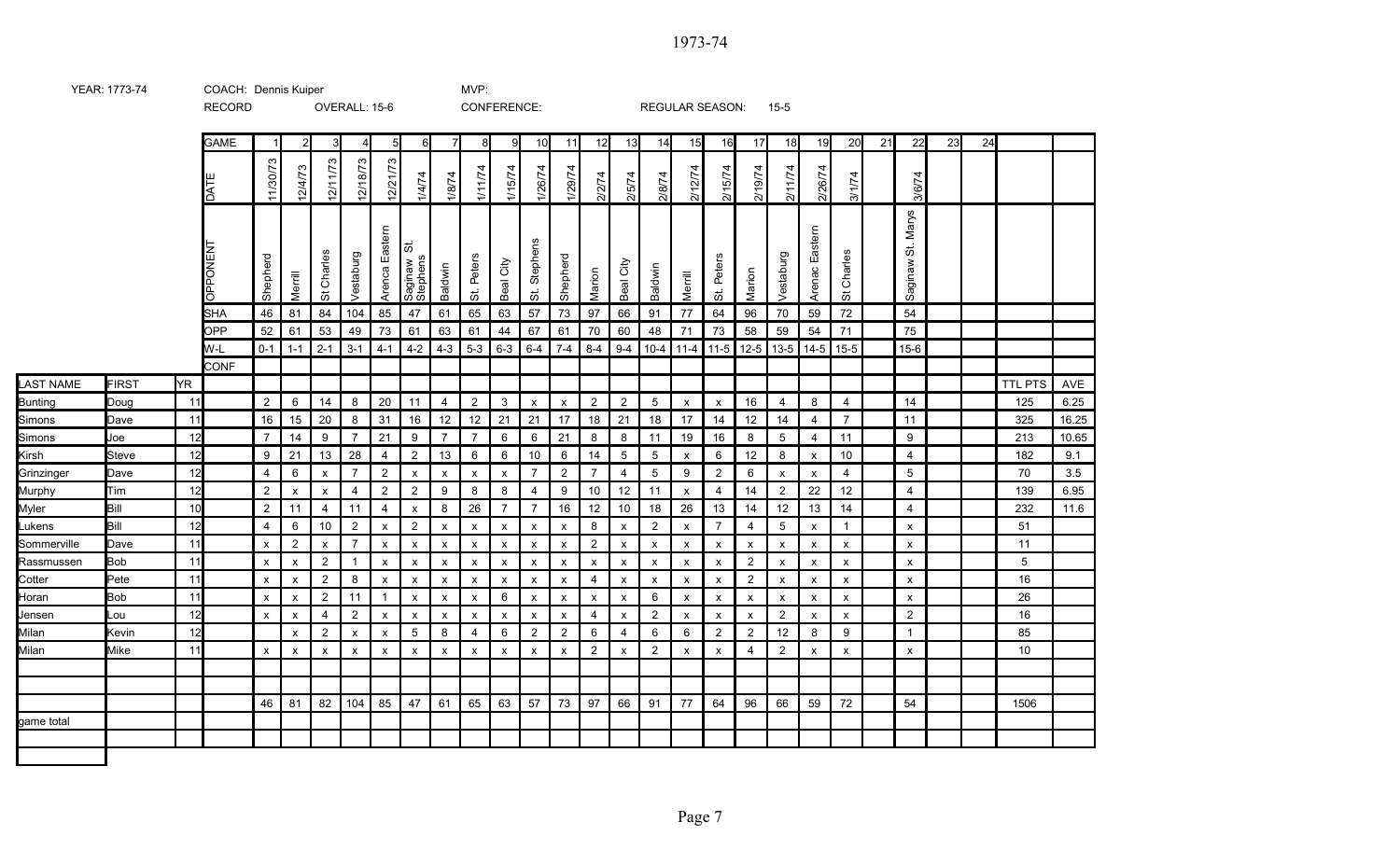# 1973-74

YEAR: 1773-74 | COACH: Dennis Kuiper | MVP:

RECORD | OVERALL: 15-6 | CONFERENCE: | REGULAR SEASON: 15-5

| | | | GAME | 1 | 2 | 3 | 4 | 5 | 6 | 7 | 8 | 9 | 10 | 11 | 12 | 13 | 14 | 15 | 16 | 17 | 18 | 19 | 20 | 21 | 22 | 23 | 24 | | |
|---|---|---|---|---|---|---|---|---|---|---|---|---|---|---|---|---|---|---|---|---|---|---|---|---|---|---|---|---|---|
| | | | DATE | 11/30/73 | 12/4/73 | 12/11/73 | 12/18/73 | 12/21/73 | 1/4/74 | 1/8/74 | 1/11/74 | 1/15/74 | 1/26/74 | 1/29/74 | 2/2/74 | 2/5/74 | 2/8/74 | 2/12/74 | 2/15/74 | 2/19/74 | 2/11/74 | 2/26/74 | 3/1/74 | | 3/6/74 | | | | |
| | | | OPPONENT | Shepherd | Merrill | St Charles | Vestaburg | Arenca Eastern | Saginaw St. Stephens | Baldwin | St. Peters | Beal City | St. Stephens | Shepherd | Marion | Beal City | Baldwin | Merrill | St. Peters | Marion | Vestaburg | Arenac Eastern | St Charles | | Saginaw St. Marys | | | | |
| | | | SHA | 46 | 81 | 84 | 104 | 85 | 47 | 61 | 65 | 63 | 57 | 73 | 97 | 66 | 91 | 77 | 64 | 96 | 70 | 59 | 72 | | 54 | | | | |
| | | | OPP | 52 | 61 | 53 | 49 | 73 | 61 | 63 | 61 | 44 | 67 | 61 | 70 | 60 | 48 | 71 | 73 | 58 | 59 | 54 | 71 | | 75 | | | | |
| | | | W-L | 0-1 | 1-1 | 2-1 | 3-1 | 4-1 | 4-2 | 4-3 | 5-3 | 6-3 | 6-4 | 7-4 | 8-4 | 9-4 | 10-4 | 11-4 | 11-5 | 12-5 | 13-5 | 14-5 | 15-5 | | 15-6 | | | | |
| | | | CONF | | | | | | | | | | | | | | | | | | | | | | | | | | |
| LAST NAME | FIRST | YR | | | | | | | | | | | | | | | | | | | | | | | | | | TTL PTS | AVE |
| Bunting | Doug | 11 | | 2 | 6 | 14 | 8 | 20 | 11 | 4 | 2 | 3 | x | x | 2 | 2 | 5 | x | x | 16 | 4 | 8 | 4 | | 14 | | | 125 | 6.25 |
| Simons | Dave | 11 | | 16 | 15 | 20 | 8 | 31 | 16 | 12 | 12 | 21 | 21 | 17 | 18 | 21 | 18 | 17 | 14 | 12 | 14 | 4 | 7 | | 11 | | | 325 | 16.25 |
| Simons | Joe | 12 | | 7 | 14 | 9 | 7 | 21 | 9 | 7 | 7 | 6 | 6 | 21 | 8 | 8 | 11 | 19 | 16 | 8 | 5 | 4 | 11 | | 9 | | | 213 | 10.65 |
| Kirsh | Steve | 12 | | 9 | 21 | 13 | 28 | 4 | 2 | 13 | 6 | 6 | 10 | 6 | 14 | 5 | 5 | x | 6 | 12 | 8 | x | 10 | | 4 | | | 182 | 9.1 |
| Grinzinger | Dave | 12 | | 4 | 6 | x | 7 | 2 | x | x | x | x | 7 | 2 | 7 | 4 | 5 | 9 | 2 | 6 | x | x | 4 | | 5 | | | 70 | 3.5 |
| Murphy | Tim | 12 | | 2 | x | x | 4 | 2 | 2 | 9 | 8 | 8 | 4 | 9 | 10 | 12 | 11 | x | 4 | 14 | 2 | 22 | 12 | | 4 | | | 139 | 6.95 |
| Myler | Bill | 10 | | 2 | 11 | 4 | 11 | 4 | x | 8 | 26 | 7 | 7 | 16 | 12 | 10 | 18 | 26 | 13 | 14 | 12 | 13 | 14 | | 4 | | | 232 | 11.6 |
| Lukens | Bill | 12 | | 4 | 6 | 10 | 2 | x | 2 | x | x | x | x | x | 8 | x | 2 | x | 7 | 4 | 5 | x | 1 | | x | | | 51 | |
| Sommerville | Dave | 11 | | x | 2 | x | 7 | x | x | x | x | x | x | x | 2 | x | x | x | x | x | x | x | x | | x | | | 11 | |
| Rassmussen | Bob | 11 | | x | x | 2 | 1 | x | x | x | x | x | x | x | x | x | x | x | x | 2 | x | x | x | | x | | | 5 | |
| Cotter | Pete | 11 | | x | x | 2 | 8 | x | x | x | x | x | x | x | 4 | x | x | x | x | 2 | x | x | x | | x | | | 16 | |
| Horan | Bob | 11 | | x | x | 2 | 11 | 1 | x | x | x | 6 | x | x | x | x | 6 | x | x | x | x | x | x | | x | | | 26 | |
| Jensen | Lou | 12 | | x | x | 4 | 2 | x | x | x | x | x | x | x | 4 | x | 2 | x | x | x | 2 | x | x | | 2 | | | 16 | |
| Milan | Kevin | 12 | | | x | 2 | x | x | 5 | 8 | 4 | 6 | 2 | 2 | 6 | 4 | 6 | 6 | 2 | 2 | 12 | 8 | 9 | | 1 | | | 85 | |
| Milan | Mike | 11 | | x | x | x | x | x | x | x | x | x | x | x | 2 | x | 2 | x | x | 4 | 2 | x | x | | x | | | 10 | |
| | | | | | | | | | | | | | | | | | | | | | | | | | | | | | |
| | | | | | | | | | | | | | | | | | | | | | | | | | | | | | |
| | | | | 46 | 81 | 82 | 104 | 85 | 47 | 61 | 65 | 63 | 57 | 73 | 97 | 66 | 91 | 77 | 64 | 96 | 66 | 59 | 72 | | 54 | | | 1506 | |
| game total | | | | | | | | | | | | | | | | | | | | | | | | | | | | | |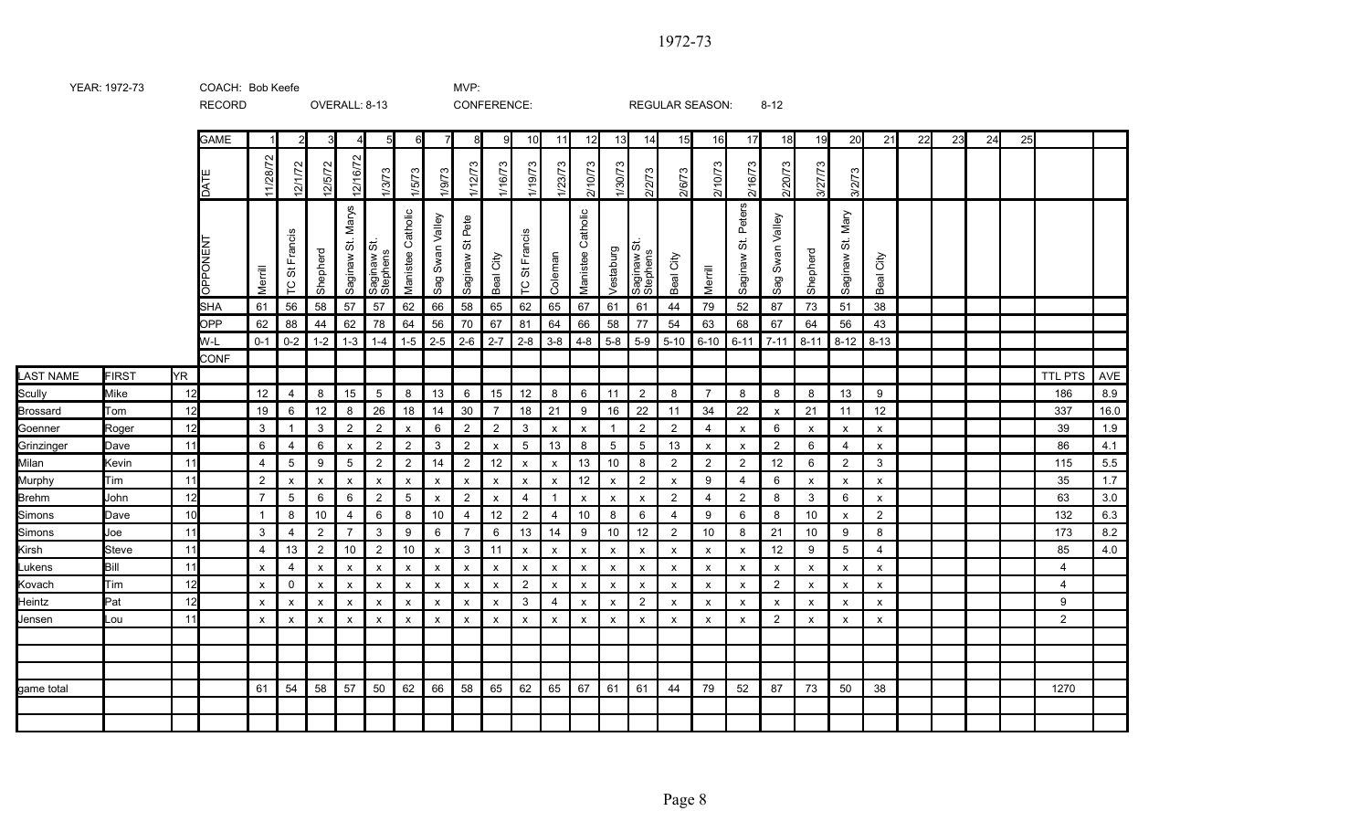# 1972-73

YEAR: 1972-73 COACH: Bob Keefe MVP:

RECORD OVERALL: 8-13 CONFERENCE: REGULAR SEASON: 8-12

| | | | GAME | 1 | 2 | 3 | 4 | 5 | 6 | 7 | 8 | 9 | 10 | 11 | 12 | 13 | 14 | 15 | 16 | 17 | 18 | 19 | 20 | 21 | 22 | 23 | 24 | 25 | | |
|---|---|---|---|---|---|---|---|---|---|---|---|---|---|---|---|---|---|---|---|---|---|---|---|---|---|---|---|---|---|---|
| | | | DATE | 11/28/72 | 12/1/72 | 12/5/72 | 12/16/72 | 1/3/73 | 1/5/73 | 1/9/73 | 1/12/73 | 1/16/73 | 1/19/73 | 1/23/73 | 2/10/73 | 1/30/73 | 2/2/73 | 2/6/73 | 2/10/73 | 2/16/73 | 2/20/73 | 3/27/73 | 3/2/73 | | | | | | | |
| | | | OPPONENT | Merrill | TC St Francis | Shepherd | Saginaw St. Marys | Saginaw St. Stephens | Manistee Catholic | Sag Swan Valley | Saginaw St Pete | Beal City | TC St Francis | Coleman | Manistee Catholic | Vestaburg | Saginaw St. Stephens | Beal City | Merrill | Saginaw St. Peters | Sag Swan Valley | Shepherd | Saginaw St. Mary | Beal City | | | | | | |
| | | | SHA | 61 | 56 | 58 | 57 | 57 | 62 | 66 | 58 | 65 | 62 | 65 | 67 | 61 | 61 | 44 | 79 | 52 | 87 | 73 | 51 | 38 | | | | | | |
| | | | OPP | 62 | 88 | 44 | 62 | 78 | 64 | 56 | 70 | 67 | 81 | 64 | 66 | 58 | 77 | 54 | 63 | 68 | 67 | 64 | 56 | 43 | | | | | | |
| | | | W-L | 0-1 | 0-2 | 1-2 | 1-3 | 1-4 | 1-5 | 2-5 | 2-6 | 2-7 | 2-8 | 3-8 | 4-8 | 5-8 | 5-9 | 5-10 | 6-10 | 6-11 | 7-11 | 8-11 | 8-12 | 8-13 | | | | | | |
| | | | CONF | | | | | | | | | | | | | | | | | | | | | | | | | | | |
| LAST NAME | FIRST | YR | | | | | | | | | | | | | | | | | | | | | | | | | | | TTL PTS | AVE |
| Scully | Mike | 12 | | 12 | 4 | 8 | 15 | 5 | 8 | 13 | 6 | 15 | 12 | 8 | 6 | 11 | 2 | 8 | 7 | 8 | 8 | 8 | 13 | 9 | | | | | 186 | 8.9 |
| Brossard | Tom | 12 | | 19 | 6 | 12 | 8 | 26 | 18 | 14 | 30 | 7 | 18 | 21 | 9 | 16 | 22 | 11 | 34 | 22 | x | 21 | 11 | 12 | | | | | 337 | 16.0 |
| Goenner | Roger | 12 | | 3 | 1 | 3 | 2 | 2 | x | 6 | 2 | 2 | 3 | x | x | 1 | 2 | 2 | 4 | x | 6 | x | x | x | | | | | 39 | 1.9 |
| Grinzinger | Dave | 11 | | 6 | 4 | 6 | x | 2 | 2 | 3 | 2 | x | 5 | 13 | 8 | 5 | 5 | 13 | x | x | 2 | 6 | 4 | x | | | | | 86 | 4.1 |
| Milan | Kevin | 11 | | 4 | 5 | 9 | 5 | 2 | 2 | 14 | 2 | 12 | x | x | 13 | 10 | 8 | 2 | 2 | 2 | 12 | 6 | 2 | 3 | | | | | 115 | 5.5 |
| Murphy | Tim | 11 | | 2 | x | x | x | x | x | x | x | x | x | x | 12 | x | 2 | x | 9 | 4 | 6 | x | x | x | | | | | 35 | 1.7 |
| Brehm | John | 12 | | 7 | 5 | 6 | 6 | 2 | 5 | x | 2 | x | 4 | 1 | x | x | x | 2 | 4 | 2 | 8 | 3 | 6 | x | | | | | 63 | 3.0 |
| Simons | Dave | 10 | | 1 | 8 | 10 | 4 | 6 | 8 | 10 | 4 | 12 | 2 | 4 | 10 | 8 | 6 | 4 | 9 | 6 | 8 | 10 | x | 2 | | | | | 132 | 6.3 |
| Simons | Joe | 11 | | 3 | 4 | 2 | 7 | 3 | 9 | 6 | 7 | 6 | 13 | 14 | 9 | 10 | 12 | 2 | 10 | 8 | 21 | 10 | 9 | 8 | | | | | 173 | 8.2 |
| Kirsh | Steve | 11 | | 4 | 13 | 2 | 10 | 2 | 10 | x | 3 | 11 | x | x | x | x | x | x | x | x | 12 | 9 | 5 | 4 | | | | | 85 | 4.0 |
| Lukens | Bill | 11 | | x | 4 | x | x | x | x | x | x | x | x | x | x | x | x | x | x | x | x | x | x | x | | | | | 4 | |
| Kovach | Tim | 12 | | x | 0 | x | x | x | x | x | x | x | 2 | x | x | x | x | x | x | x | 2 | x | x | x | | | | | 4 | |
| Heintz | Pat | 12 | | x | x | x | x | x | x | x | x | x | 3 | 4 | x | x | 2 | x | x | x | x | x | x | x | | | | | 9 | |
| Jensen | Lou | 11 | | x | x | x | x | x | x | x | x | x | x | x | x | x | x | x | x | x | 2 | x | x | x | | | | | 2 | |
| | | | | | | | | | | | | | | | | | | | | | | | | | | | | | | |
| | | | | | | | | | | | | | | | | | | | | | | | | | | | | | | |
| | | | | | | | | | | | | | | | | | | | | | | | | | | | | | | |
| game total | | | | 61 | 54 | 58 | 57 | 50 | 62 | 66 | 58 | 65 | 62 | 65 | 67 | 61 | 61 | 44 | 79 | 52 | 87 | 73 | 50 | 38 | | | | | 1270 | |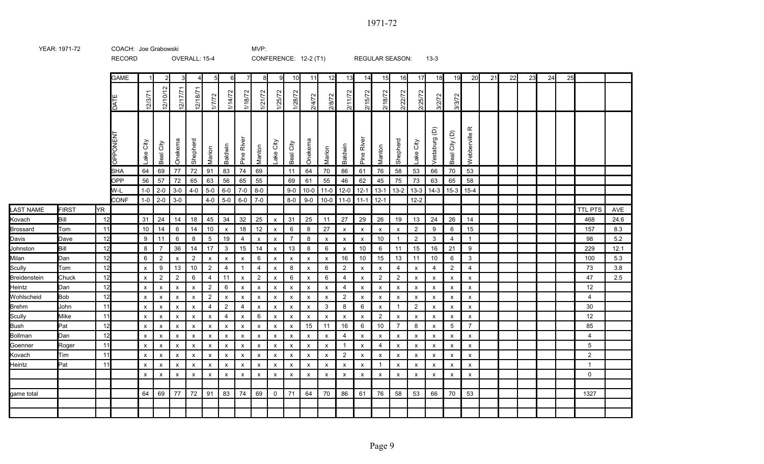# 1971-72

YEAR: 1971-72 | COACH: Joe Grabowski | MVP:

RECORD | OVERALL: 15-4 | CONFERENCE: 12-2 (T1) | REGULAR SEASON: 13-3

| | | | GAME | 1 | 2 | 3 | 4 | 5 | 6 | 7 | 8 | 9 | 10 | 11 | 12 | 13 | 14 | 15 | 16 | 17 | 18 | 19 | 20 | 21 | 22 | 23 | 24 | 25 | | |
|---|---|---|---|---|---|---|---|---|---|---|---|---|---|---|---|---|---|---|---|---|---|---|---|---|---|---|---|---|---|---|
| | | | DATE | 12/3/71 | 12/10/12 | 12/17/71 | 12/18/71 | 1/7/72 | 1/14/72 | 1/18/72 | 1/21/72 | 1/25/72 | 1/28/72 | 2/4/72 | 2/8/72 | 2/11/72 | 2/15/72 | 2/18/72 | 2/22/72 | 2/25/72 | 3/2/72 | 3/3/72 | | | | | | | | |
| | | | OPPONENT | Lake City | Beal City | Onekema | Shepherd | Marion | Baldwin | Pine River | Manton | Lake City | Beal City | Onekema | Marion | Baldwin | Pine River | Manton | Shepherd | Lake City | Vestaburg (D) | Beal City (D) | Webberville R | | | | | | | |
| | | | SHA | 64 | 69 | 77 | 72 | 91 | 83 | 74 | 69 | | 11 | 64 | 70 | 86 | 61 | 76 | 58 | 53 | 66 | 70 | 53 | | | | | | | |
| | | | OPP | 56 | 57 | 72 | 65 | 63 | 56 | 65 | 55 | | 69 | 61 | 55 | 46 | 62 | 45 | 75 | 73 | 63 | 65 | 58 | | | | | | | |
| | | | W-L | 1-0 | 2-0 | 3-0 | 4-0 | 5-0 | 6-0 | 7-0 | 8-0 | | 9-0 | 10-0 | 11-0 | 12-0 | 12-1 | 13-1 | 13-2 | 13-3 | 14-3 | 15-3 | 15-4 | | | | | | | |
| | | | CONF | 1-0 | 2-0 | 3-0 | | 4-0 | 5-0 | 6-0 | 7-0 | | 8-0 | 9-0 | 10-0 | 11-0 | 11-1 | 12-1 | | 12-2 | | | | | | | | | | |
| LAST NAME | FIRST | YR | | | | | | | | | | | | | | | | | | | | | | | | | | | TTL PTS | AVE |
| Kovach | Bill | 12 | | 31 | 24 | 14 | 18 | 45 | 34 | 32 | 25 | x | 31 | 25 | 11 | 27 | 29 | 26 | 19 | 13 | 24 | 26 | 14 | | | | | | 468 | 24.6 |
| Brossard | Tom | 11 | | 10 | 14 | 6 | 14 | 10 | x | 18 | 12 | x | 6 | 8 | 27 | x | x | x | x | 2 | 9 | 6 | 15 | | | | | | 157 | 8.3 |
| Davis | Dave | 12 | | 9 | 11 | 6 | 8 | 5 | 19 | 4 | x | x | 7 | 8 | x | x | x | 10 | 1 | 2 | 3 | 4 | 1 | | | | | | 98 | 5.2 |
| Johnston | Bill | 12 | | 8 | 7 | 36 | 14 | 17 | 3 | 15 | 14 | x | 13 | 8 | 6 | x | 10 | 6 | 11 | 15 | 16 | 21 | 9 | | | | | | 229 | 12.1 |
| Milan | Dan | 12 | | 6 | 2 | x | 2 | x | x | x | 6 | x | x | x | x | 16 | 10 | 15 | 13 | 11 | 10 | 6 | 3 | | | | | | 100 | 5.3 |
| Scully | Tom | 12 | | x | 9 | 13 | 10 | 2 | 4 | 1 | 4 | x | 8 | x | 6 | 2 | x | x | 4 | x | 4 | 2 | 4 | | | | | | 73 | 3.8 |
| Breidenstein | Chuck | 12 | | x | 2 | 2 | 6 | 4 | 11 | x | 2 | x | 6 | x | 6 | 4 | x | 2 | 2 | x | x | x | x | | | | | | 47 | 2.5 |
| Heintz | Dan | 12 | | x | x | x | x | 2 | 6 | x | x | x | x | x | x | 4 | x | x | x | x | x | x | x | | | | | | 12 | |
| Wohlscheid | Bob | 12 | | x | x | x | x | 2 | x | x | x | x | x | x | x | 2 | x | x | x | x | x | x | x | | | | | | 4 | |
| Brehm | John | 11 | | x | x | x | x | 4 | 2 | 4 | x | x | x | x | 3 | 8 | 6 | x | 1 | 2 | x | x | x | | | | | | 30 | |
| Scully | Mike | 11 | | x | x | x | x | x | 4 | x | 6 | x | x | x | x | x | x | 2 | x | x | x | x | x | | | | | | 12 | |
| Bush | Pat | 12 | | x | x | x | x | x | x | x | x | x | x | 15 | 11 | 16 | 6 | 10 | 7 | 8 | x | 5 | 7 | | | | | | 85 | |
| Bollman | Dan | 12 | | x | x | x | x | x | x | x | x | x | x | x | x | 4 | x | x | x | x | x | x | x | | | | | | 4 | |
| Goenner | Roger | 11 | | x | x | x | x | x | x | x | x | x | x | x | x | 1 | x | 4 | x | x | x | x | x | | | | | | 5 | |
| Kovach | Tim | 11 | | x | x | x | x | x | x | x | x | x | x | x | x | 2 | x | x | x | x | x | x | x | | | | | | 2 | |
| Heintz | Pat | 11 | | x | x | x | x | x | x | x | x | x | x | x | x | x | x | 1 | x | x | x | x | x | | | | | | 1 | |
| | | | | x | x | x | x | x | x | x | x | x | x | x | x | x | x | x | x | x | x | x | x | | | | | | 0 | |
| | | | | | | | | | | | | | | | | | | | | | | | | | | | | | | |
| game total | | | | 64 | 69 | 77 | 72 | 91 | 83 | 74 | 69 | 0 | 71 | 64 | 70 | 86 | 61 | 76 | 58 | 53 | 66 | 70 | 53 | | | | | | 1327 | |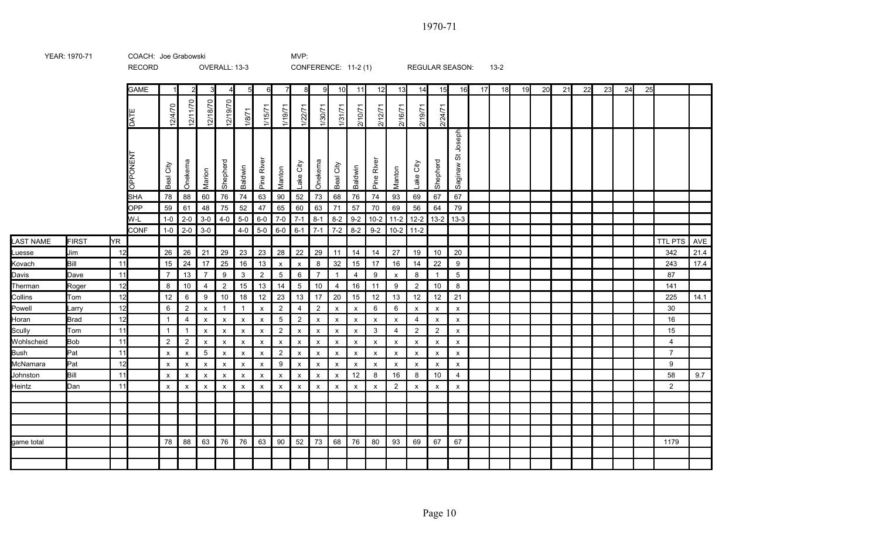# 1970-71

YEAR: 1970-71 COACH: Joe Grabowski MVP:

RECORD OVERALL: 13-3 CONFERENCE: 11-2 (1) REGULAR SEASON: 13-2

| | | | GAME | 1 | 2 | 3 | 4 | 5 | 6 | 7 | 8 | 9 | 10 | 11 | 12 | 13 | 14 | 15 | 16 | 17 | 18 | 19 | 20 | 21 | 22 | 23 | 24 | 25 | | |
|---|---|---|---|---|---|---|---|---|---|---|---|---|---|---|---|---|---|---|---|---|---|---|---|---|---|---|---|---|---|---|
| | | | DATE | 12/4/70 | 12/11/70 | 12/18/70 | 12/19/70 | 1/8/71 | 1/15/71 | 1/19/71 | 1/22/71 | 1/30/71 | 1/31/71 | 2/10/71 | 2/12/71 | 2/16/71 | 2/19/71 | 2/24/71 | | | | | | | | | | | | |
| | | | OPPONENT | Beal City | Onekema | Marion | Shepherd | Baldwin | Pine River | Manton | Lake City | Onekema | Beal City | Baldwin | Pine River | Manton | Lake City | Shepherd | Saginaw St Joseph | | | | | | | | | | | |
| | | | SHA | 78 | 88 | 60 | 76 | 74 | 63 | 90 | 52 | 73 | 68 | 76 | 74 | 93 | 69 | 67 | 67 | | | | | | | | | | | |
| | | | OPP | 59 | 61 | 48 | 75 | 52 | 47 | 65 | 60 | 63 | 71 | 57 | 70 | 69 | 56 | 64 | 79 | | | | | | | | | | | |
| | | | W-L | 1-0 | 2-0 | 3-0 | 4-0 | 5-0 | 6-0 | 7-0 | 7-1 | 8-1 | 8-2 | 9-2 | 10-2 | 11-2 | 12-2 | 13-2 | 13-3 | | | | | | | | | | | |
| | | | CONF | 1-0 | 2-0 | 3-0 | | 4-0 | 5-0 | 6-0 | 6-1 | 7-1 | 7-2 | 8-2 | 9-2 | 10-2 | 11-2 | | | | | | | | | | | | | |
| LAST NAME | FIRST | YR | | | | | | | | | | | | | | | | | | | | | | | | | | | TTL PTS | AVE |
| Luesse | Jim | 12 | | 26 | 26 | 21 | 29 | 23 | 23 | 28 | 22 | 29 | 11 | 14 | 14 | 27 | 19 | 10 | 20 | | | | | | | | | | 342 | 21.4 |
| Kovach | Bill | 11 | | 15 | 24 | 17 | 25 | 16 | 13 | x | x | 8 | 32 | 15 | 17 | 16 | 14 | 22 | 9 | | | | | | | | | | 243 | 17.4 |
| Davis | Dave | 11 | | 7 | 13 | 7 | 9 | 3 | 2 | 5 | 6 | 7 | 1 | 4 | 9 | x | 8 | 1 | 5 | | | | | | | | | | 87 | |
| Therman | Roger | 12 | | 8 | 10 | 4 | 2 | 15 | 13 | 14 | 5 | 10 | 4 | 16 | 11 | 9 | 2 | 10 | 8 | | | | | | | | | | 141 | |
| Collins | Tom | 12 | | 12 | 6 | 9 | 10 | 18 | 12 | 23 | 13 | 17 | 20 | 15 | 12 | 13 | 12 | 12 | 21 | | | | | | | | | | 225 | 14.1 |
| Powell | Larry | 12 | | 6 | 2 | x | 1 | 1 | x | 2 | 4 | 2 | x | x | 6 | 6 | x | x | x | | | | | | | | | | 30 | |
| Horan | Brad | 12 | | 1 | 4 | x | x | x | x | 5 | 2 | x | x | x | x | x | 4 | x | x | | | | | | | | | | 16 | |
| Scully | Tom | 11 | | 1 | 1 | x | x | x | x | 2 | x | x | x | x | 3 | 4 | 2 | 2 | x | | | | | | | | | | 15 | |
| Wohlscheid | Bob | 11 | | 2 | 2 | x | x | x | x | x | x | x | x | x | x | x | x | x | x | | | | | | | | | | 4 | |
| Bush | Pat | 11 | | x | x | 5 | x | x | x | 2 | x | x | x | x | x | x | x | x | x | | | | | | | | | | 7 | |
| McNamara | Pat | 12 | | x | x | x | x | x | x | 9 | x | x | x | x | x | x | x | x | x | | | | | | | | | | 9 | |
| Johnston | Bill | 11 | | x | x | x | x | x | x | x | x | x | x | 12 | 8 | 16 | 8 | 10 | 4 | | | | | | | | | | 58 | 9.7 |
| Heintz | Dan | 11 | | x | x | x | x | x | x | x | x | x | x | x | x | 2 | x | x | x | | | | | | | | | | 2 | |
| game total | | | | 78 | 88 | 63 | 76 | 76 | 63 | 90 | 52 | 73 | 68 | 76 | 80 | 93 | 69 | 67 | 67 | | | | | | | | | | 1179 | |